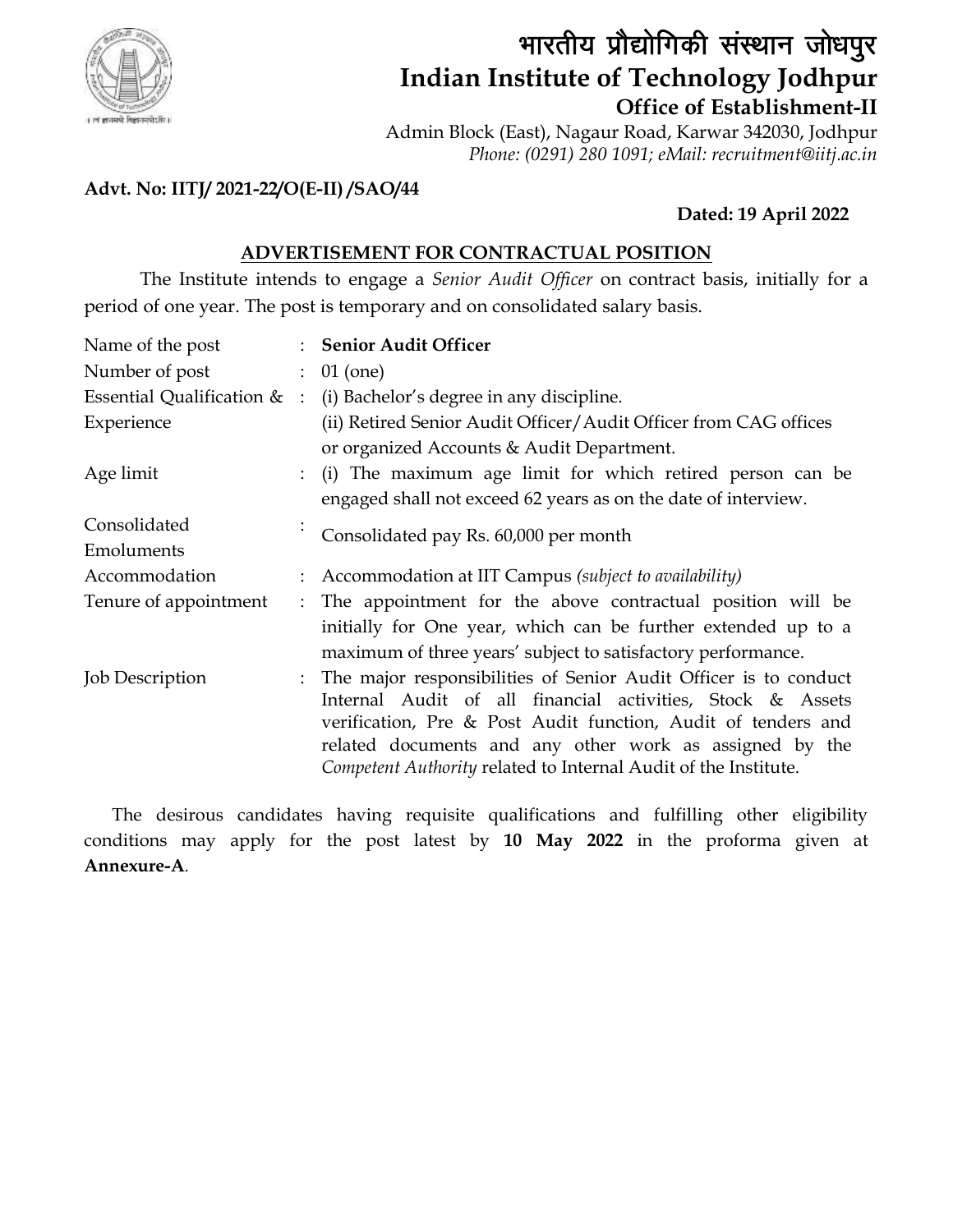# भारतीय प्रौद्योगिकी संस्थान जोधपुर
# Indian Institute of Technology Jodhpur
## Office of Establishment-II

Admin Block (East), Nagaur Road, Karwar 342030, Jodhpur
*Phone: (0291) 280 1091; eMail: recruitment@iitj.ac.in*

**Advt. No: IITJ/ 2021-22/O(E-II) /SAO/44**

**Dated: 19 April 2022**

## ADVERTISEMENT FOR CONTRACTUAL POSITION

The Institute intends to engage a *Senior Audit Officer* on contract basis, initially for a period of one year. The post is temporary and on consolidated salary basis.

| | | |
|---|---|---|
| Name of the post | : | **Senior Audit Officer** |
| Number of post | : | 01 (one) |
| Essential Qualification & Experience | : | (i) Bachelor's degree in any discipline.<br>(ii) Retired Senior Audit Officer/Audit Officer from CAG offices or organized Accounts & Audit Department. |
| Age limit | : | (i) The maximum age limit for which retired person can be engaged shall not exceed 62 years as on the date of interview. |
| Consolidated Emoluments | : | Consolidated pay Rs. 60,000 per month |
| Accommodation | : | Accommodation at IIT Campus *(subject to availability)* |
| Tenure of appointment | : | The appointment for the above contractual position will be initially for One year, which can be further extended up to a maximum of three years' subject to satisfactory performance. |
| Job Description | : | The major responsibilities of Senior Audit Officer is to conduct Internal Audit of all financial activities, Stock & Assets verification, Pre & Post Audit function, Audit of tenders and related documents and any other work as assigned by the *Competent Authority* related to Internal Audit of the Institute. |

The desirous candidates having requisite qualifications and fulfilling other eligibility conditions may apply for the post latest by **10 May 2022** in the proforma given at **Annexure-A**.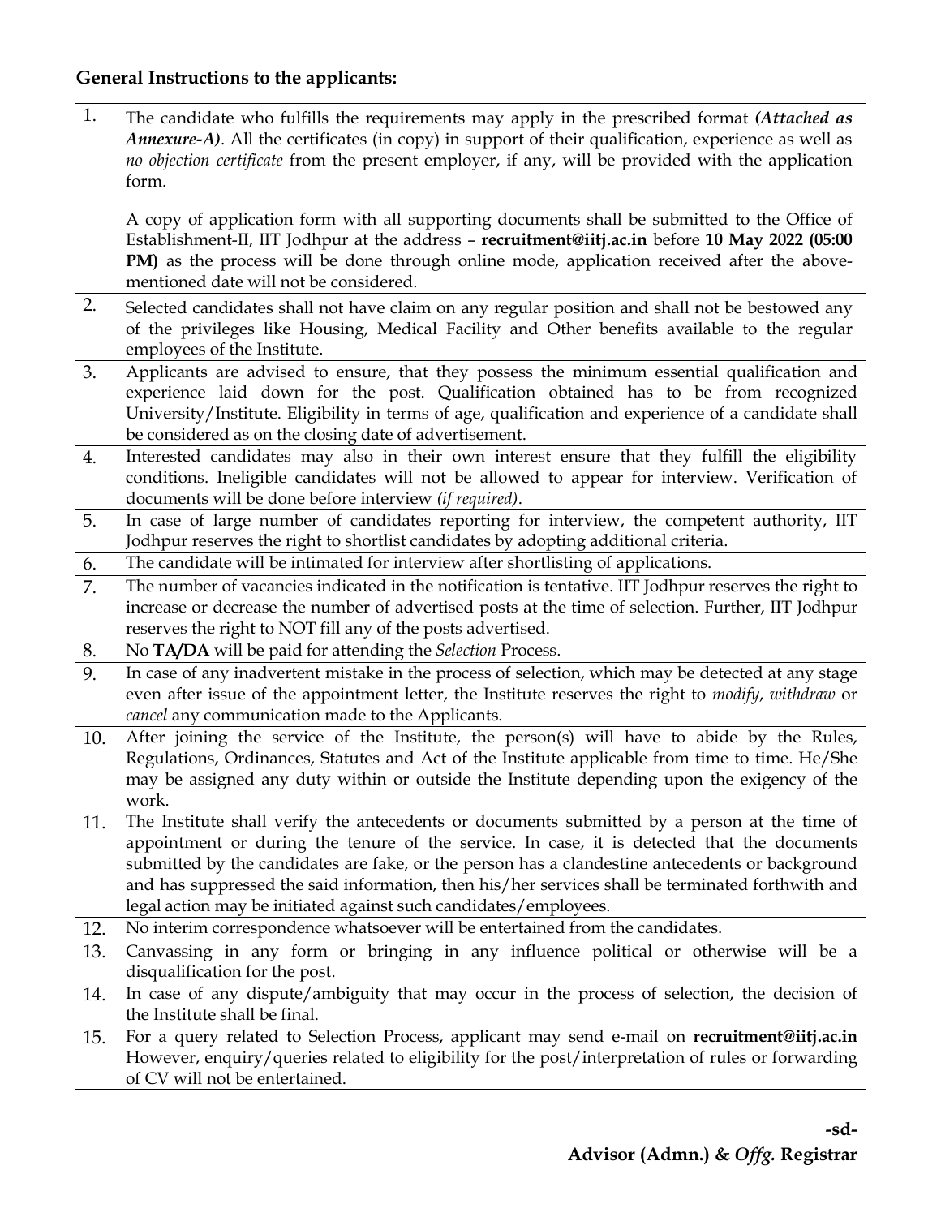**General Instructions to the applicants:**

| | |
|---|---|
| 1. | The candidate who fulfills the requirements may apply in the prescribed format ***(Attached as Annexure-A)***. All the certificates (in copy) in support of their qualification, experience as well as *no objection certificate* from the present employer, if any, will be provided with the application form.<br><br>A copy of application form with all supporting documents shall be submitted to the Office of Establishment-II, IIT Jodhpur at the address – **recruitment@iitj.ac.in** before **10 May 2022 (05:00 PM)** as the process will be done through online mode, application received after the above-mentioned date will not be considered. |
| 2. | Selected candidates shall not have claim on any regular position and shall not be bestowed any of the privileges like Housing, Medical Facility and Other benefits available to the regular employees of the Institute. |
| 3. | Applicants are advised to ensure, that they possess the minimum essential qualification and experience laid down for the post. Qualification obtained has to be from recognized University/Institute. Eligibility in terms of age, qualification and experience of a candidate shall be considered as on the closing date of advertisement. |
| 4. | Interested candidates may also in their own interest ensure that they fulfill the eligibility conditions. Ineligible candidates will not be allowed to appear for interview. Verification of documents will be done before interview *(if required)*. |
| 5. | In case of large number of candidates reporting for interview, the competent authority, IIT Jodhpur reserves the right to shortlist candidates by adopting additional criteria. |
| 6. | The candidate will be intimated for interview after shortlisting of applications. |
| 7. | The number of vacancies indicated in the notification is tentative. IIT Jodhpur reserves the right to increase or decrease the number of advertised posts at the time of selection. Further, IIT Jodhpur reserves the right to NOT fill any of the posts advertised. |
| 8. | No **TA/DA** will be paid for attending the *Selection* Process. |
| 9. | In case of any inadvertent mistake in the process of selection, which may be detected at any stage even after issue of the appointment letter, the Institute reserves the right to *modify*, *withdraw* or *cancel* any communication made to the Applicants. |
| 10. | After joining the service of the Institute, the person(s) will have to abide by the Rules, Regulations, Ordinances, Statutes and Act of the Institute applicable from time to time. He/She may be assigned any duty within or outside the Institute depending upon the exigency of the work. |
| 11. | The Institute shall verify the antecedents or documents submitted by a person at the time of appointment or during the tenure of the service. In case, it is detected that the documents submitted by the candidates are fake, or the person has a clandestine antecedents or background and has suppressed the said information, then his/her services shall be terminated forthwith and legal action may be initiated against such candidates/employees. |
| 12. | No interim correspondence whatsoever will be entertained from the candidates. |
| 13. | Canvassing in any form or bringing in any influence political or otherwise will be a disqualification for the post. |
| 14. | In case of any dispute/ambiguity that may occur in the process of selection, the decision of the Institute shall be final. |
| 15. | For a query related to Selection Process, applicant may send e-mail on **recruitment@iitj.ac.in** However, enquiry/queries related to eligibility for the post/interpretation of rules or forwarding of CV will not be entertained. |

**-sd-**

**Advisor (Admn.) & *Offg.* Registrar**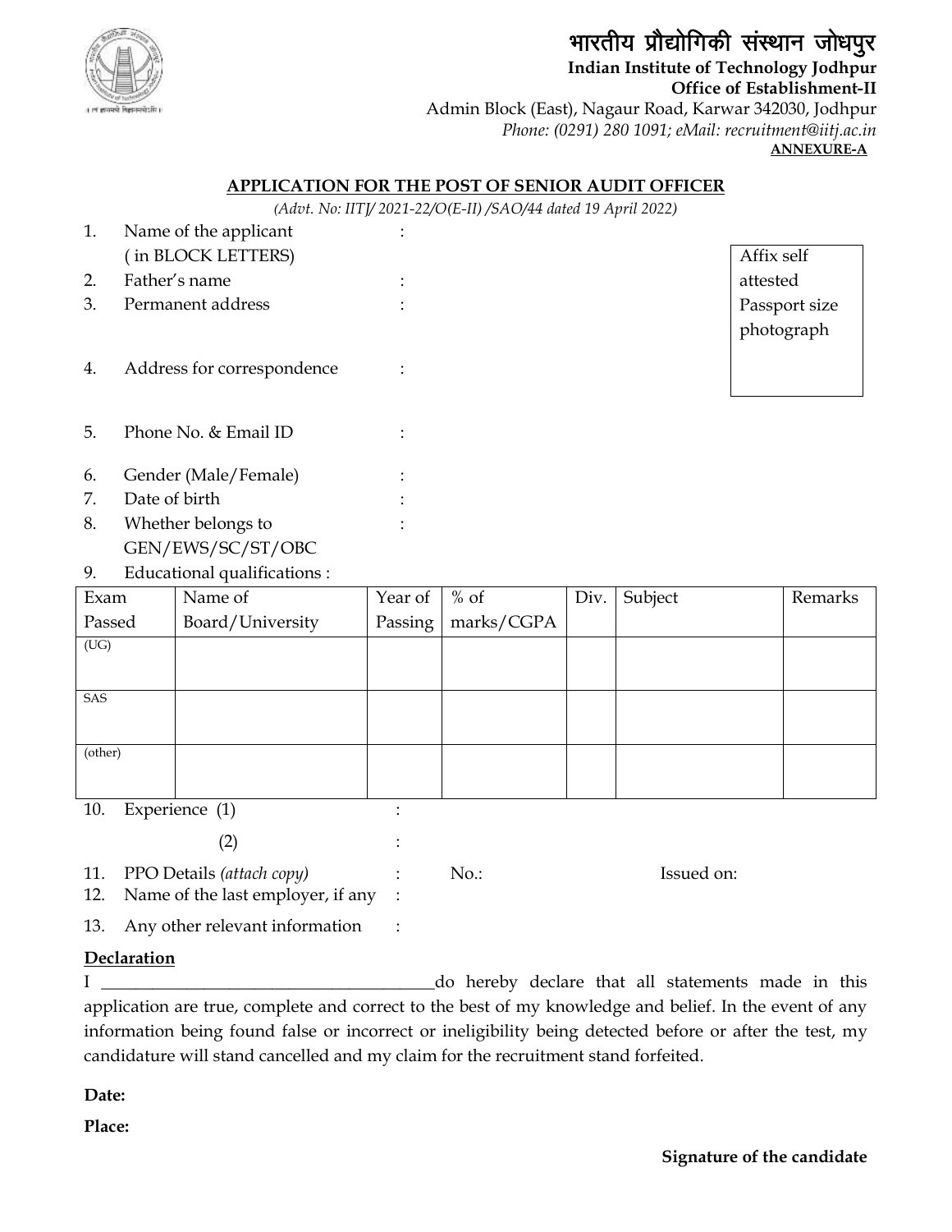भारतीय प्रौद्योगिकी संस्थान जोधपुर
**Indian Institute of Technology Jodhpur**
**Office of Establishment-II**
Admin Block (East), Nagaur Road, Karwar 342030, Jodhpur
*Phone: (0291) 280 1091; eMail: recruitment@iitj.ac.in*

**ANNEXURE-A**

## APPLICATION FOR THE POST OF SENIOR AUDIT OFFICER

*(Advt. No: IITJ/ 2021-22/O(E-II) /SAO/44 dated 19 April 2022)*

Affix self attested Passport size photograph

1. Name of the applicant ( in BLOCK LETTERS) :
2. Father's name :
3. Permanent address :
4. Address for correspondence :
5. Phone No. & Email ID :
6. Gender (Male/Female) :
7. Date of birth :
8. Whether belongs to GEN/EWS/SC/ST/OBC :
9. Educational qualifications :

| Exam Passed | Name of Board/University | Year of Passing | % of marks/CGPA | Div. | Subject | Remarks |
|---|---|---|---|---|---|---|
| (UG) | | | | | | |
| SAS | | | | | | |
| (other) | | | | | | |

10. Experience (1) :
    (2) :
11. PPO Details *(attach copy)* : No.: Issued on:
12. Name of the last employer, if any :
13. Any other relevant information :

**Declaration**

I ________________________________________do hereby declare that all statements made in this application are true, complete and correct to the best of my knowledge and belief. In the event of any information being found false or incorrect or ineligibility being detected before or after the test, my candidature will stand cancelled and my claim for the recruitment stand forfeited.

**Date:**

**Place:**

**Signature of the candidate**